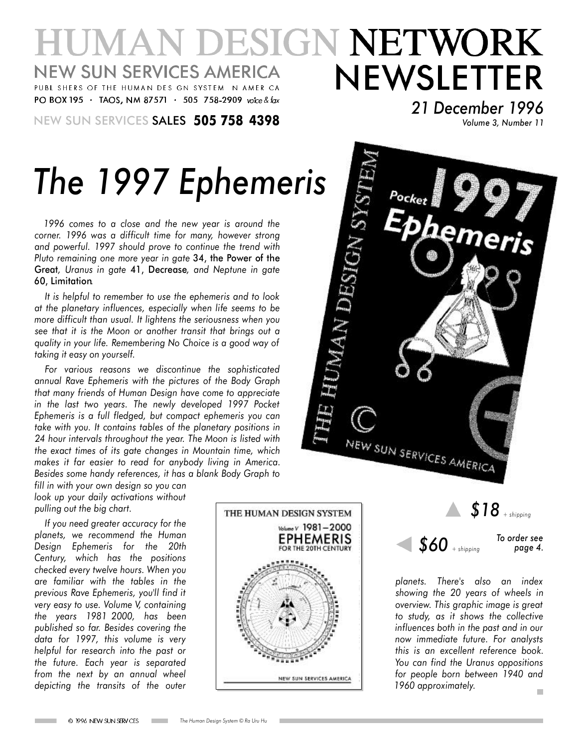# HUMAN DESIGN NETWORK NEWSLETTER

NEW SUN SERVICES AMERICA
PUBLISHERS OF THE HUMAN DESIGN SYSTEM IN AMERICA
PO BOX 195 · TAOS, NM 87571 · 505 758-2909 voice & fax

NEW SUN SERVICES SALES **505 758 4398**

*21 December 1996*
*Volume 3, Number 11*

# *The 1997 Ephemeris*

*1996 comes to a close and the new year is around the corner. 1996 was a difficult time for many, however strong and powerful. 1997 should prove to continue the trend with Pluto remaining one more year in gate* 34, the Power of the Great*, Uranus in gate* 41, Decrease*, and Neptune in gate* 60, Limitation*.*

*It is helpful to remember to use the ephemeris and to look at the planetary influences, especially when life seems to be more difficult than usual. It lightens the seriousness when you see that it is the Moon or another transit that brings out a quality in your life. Remembering No Choice is a good way of taking it easy on yourself.*

*For various reasons we discontinue the sophisticated annual Rave Ephemeris with the pictures of the Body Graph that many friends of Human Design have come to appreciate in the last two years. The newly developed 1997 Pocket Ephemeris is a full fledged, but compact ephemeris you can take with you. It contains tables of the planetary positions in 24 hour intervals throughout the year. The Moon is listed with the exact times of its gate changes in Mountain time, which makes it far easier to read for anybody living in America. Besides some handy references, it has a blank Body Graph to fill in with your own design so you can look up your daily activations without pulling out the big chart.*

*If you need greater accuracy for the planets, we recommend the Human Design Ephemeris for the 20th Century, which has the positions checked every twelve hours. When you are familiar with the tables in the previous Rave Ephemeris, you'll find it very easy to use. Volume V, containing the years 1981 2000, has been published so far. Besides covering the data for 1997, this volume is very helpful for research into the past or the future. Each year is separated from the next by an annual wheel depicting the transits of the outer planets. There's also an index showing the 20 years of wheels in overview. This graphic image is great to study, as it shows the collective influences both in the past and in our now immediate future. For analysts this is an excellent reference book. You can find the Uranus oppositions for people born between 1940 and 1960 approximately.*

▲ *$18 + shipping*

◄ *$60 + shipping*

*To order see page 4.*

© 1996 NEW SUN SERVICES — *The Human Design System © Ra Uru Hu*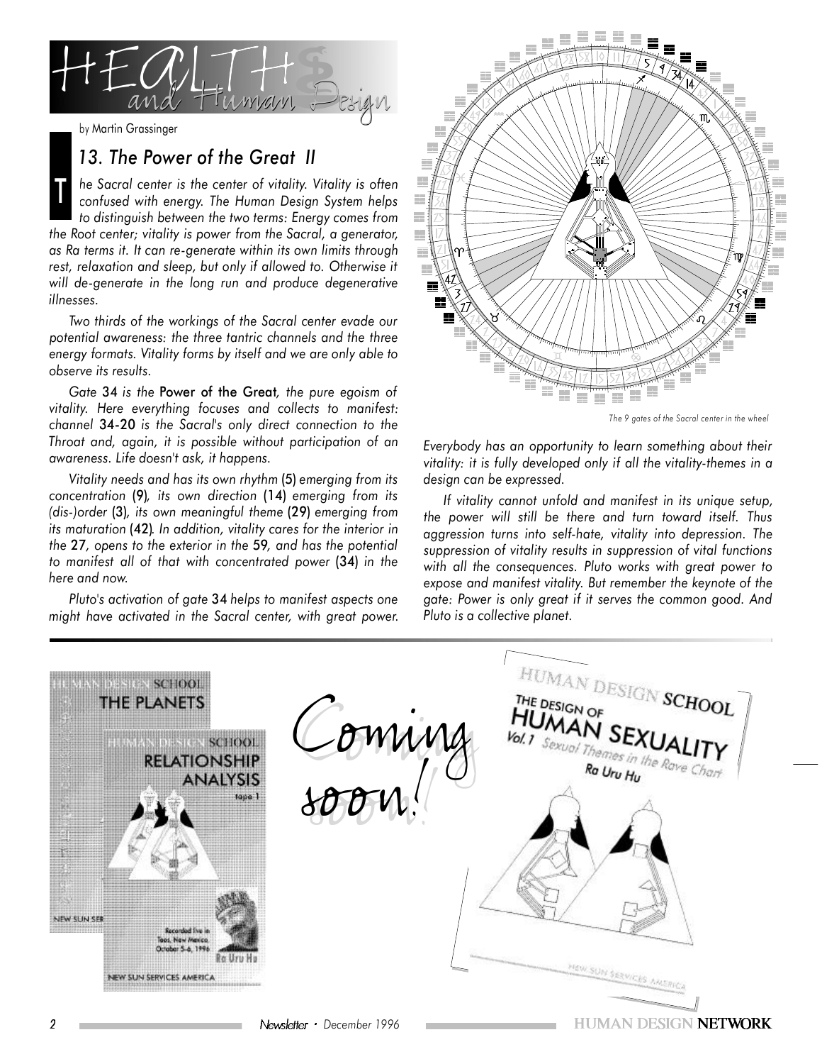# HEALTH and Human Design

by Martin Grassinger

## 13. The Power of the Great II

*The Sacral center is the center of vitality. Vitality is often confused with energy. The Human Design System helps to distinguish between the two terms: Energy comes from the Root center; vitality is power from the Sacral, a generator, as Ra terms it. It can re-generate within its own limits through rest, relaxation and sleep, but only if allowed to. Otherwise it will de-generate in the long run and produce degenerative illnesses.*

*Two thirds of the workings of the Sacral center evade our potential awareness: the three tantric channels and the three energy formats. Vitality forms by itself and we are only able to observe its results.*

*Gate* **34** *is the* **Power of the Great***, the pure egoism of vitality. Here everything focuses and collects to manifest: channel* **34-20** *is the Sacral's only direct connection to the Throat and, again, it is possible without participation of an awareness. Life doesn't ask, it happens.*

*Vitality needs and has its own rhythm* **(5)** *emerging from its concentration* **(9)***, its own direction* **(14)** *emerging from its (dis-)order* **(3)***, its own meaningful theme* **(29)** *emerging from its maturation* **(42)***. In addition, vitality cares for the interior in the* **27***, opens to the exterior in the* **59***, and has the potential to manifest all of that with concentrated power* **(34)** *in the here and now.*

*Pluto's activation of gate* **34** *helps to manifest aspects one might have activated in the Sacral center, with great power. Everybody has an opportunity to learn something about their vitality: it is fully developed only if all the vitality-themes in a design can be expressed.*

*If vitality cannot unfold and manifest in its unique setup, the power will still be there and turn toward itself. Thus aggression turns into self-hate, vitality into depression. The suppression of vitality results in suppression of vital functions with all the consequences. Pluto works with great power to expose and manifest vitality. But remember the keynote of the gate: Power is only great if it serves the common good. And Pluto is a collective planet.*

*The 9 gates of the Sacral center in the wheel*

HUMAN DESIGN SCHOOL
THE PLANETS

HUMAN DESIGN SCHOOL
RELATIONSHIP ANALYSIS
tape 1
Recorded live in Taos, New Mexico, October 5-6, 1996
Ra Uru Hu
NEW SUN SERVICES AMERICA

Coming soon!

HUMAN DESIGN SCHOOL
THE DESIGN OF HUMAN SEXUALITY
Vol. 1 Sexual Themes in the Rave Chart
Ra Uru Hu
NEW SUN SERVICES AMERICA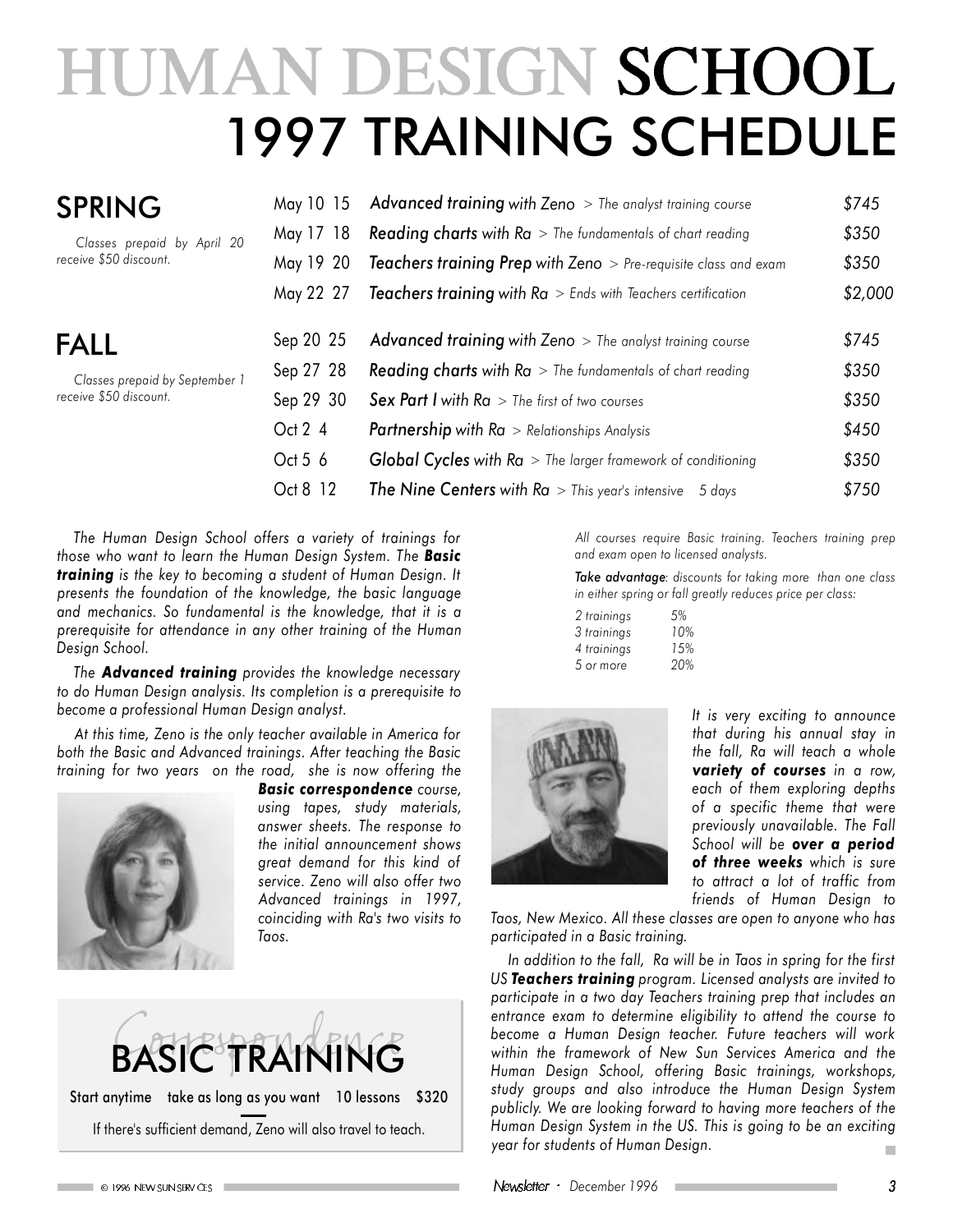# HUMAN DESIGN SCHOOL
# 1997 TRAINING SCHEDULE

## SPRING

*Classes prepaid by April 20 receive $50 discount.*

| Dates | Course | Price |
|---|---|---|
| May 10 15 | ***Advanced training*** *with Zeno > The analyst training course* | *$745* |
| May 17 18 | ***Reading charts*** *with Ra > The fundamentals of chart reading* | *$350* |
| May 19 20 | ***Teachers training Prep*** *with Zeno > Pre-requisite class and exam* | *$350* |
| May 22 27 | ***Teachers training*** *with Ra > Ends with Teachers certification* | *$2,000* |

## FALL

*Classes prepaid by September 1 receive $50 discount.*

| Dates | Course | Price |
|---|---|---|
| Sep 20 25 | ***Advanced training*** *with Zeno > The analyst training course* | *$745* |
| Sep 27 28 | ***Reading charts*** *with Ra > The fundamentals of chart reading* | *$350* |
| Sep 29 30 | ***Sex Part I*** *with Ra > The first of two courses* | *$350* |
| Oct 2 4 | ***Partnership*** *with Ra > Relationships Analysis* | *$450* |
| Oct 5 6 | ***Global Cycles*** *with Ra > The larger framework of conditioning* | *$350* |
| Oct 8 12 | ***The Nine Centers*** *with Ra > This year's intensive 5 days* | *$750* |

*The Human Design School offers a variety of trainings for those who want to learn the Human Design System. The **Basic training** is the key to becoming a student of Human Design. It presents the foundation of the knowledge, the basic language and mechanics. So fundamental is the knowledge, that it is a prerequisite for attendance in any other training of the Human Design School.*

*The **Advanced training** provides the knowledge necessary to do Human Design analysis. Its completion is a prerequisite to become a professional Human Design analyst.*

*At this time, Zeno is the only teacher available in America for both the Basic and Advanced trainings. After teaching the Basic training for two years on the road, she is now offering the **Basic correspondence** course, using tapes, study materials, answer sheets. The response to the initial announcement shows great demand for this kind of service. Zeno will also offer two Advanced trainings in 1997, coinciding with Ra's two visits to Taos.*

## Correspondence BASIC TRAINING

Start anytime take as long as you want 10 lessons $320

If there's sufficient demand, Zeno will also travel to teach.

*All courses require Basic training. Teachers training prep and exam open to licensed analysts.*

***Take advantage**: discounts for taking more than one class in either spring or fall greatly reduces price per class:*

| | |
|---|---|
| *2 trainings* | *5%* |
| *3 trainings* | *10%* |
| *4 trainings* | *15%* |
| *5 or more* | *20%* |

*It is very exciting to announce that during his annual stay in the fall, Ra will teach a whole **variety of courses** in a row, each of them exploring depths of a specific theme that were previously unavailable. The Fall School will be **over a period of three weeks** which is sure to attract a lot of traffic from friends of Human Design to Taos, New Mexico. All these classes are open to anyone who has participated in a Basic training.*

*In addition to the fall, Ra will be in Taos in spring for the first US **Teachers training** program. Licensed analysts are invited to participate in a two day Teachers training prep that includes an entrance exam to determine eligibility to attend the course to become a Human Design teacher. Future teachers will work within the framework of New Sun Services America and the Human Design School, offering Basic trainings, workshops, study groups and also introduce the Human Design System publicly. We are looking forward to having more teachers of the Human Design System in the US. This is going to be an exciting year for students of Human Design.*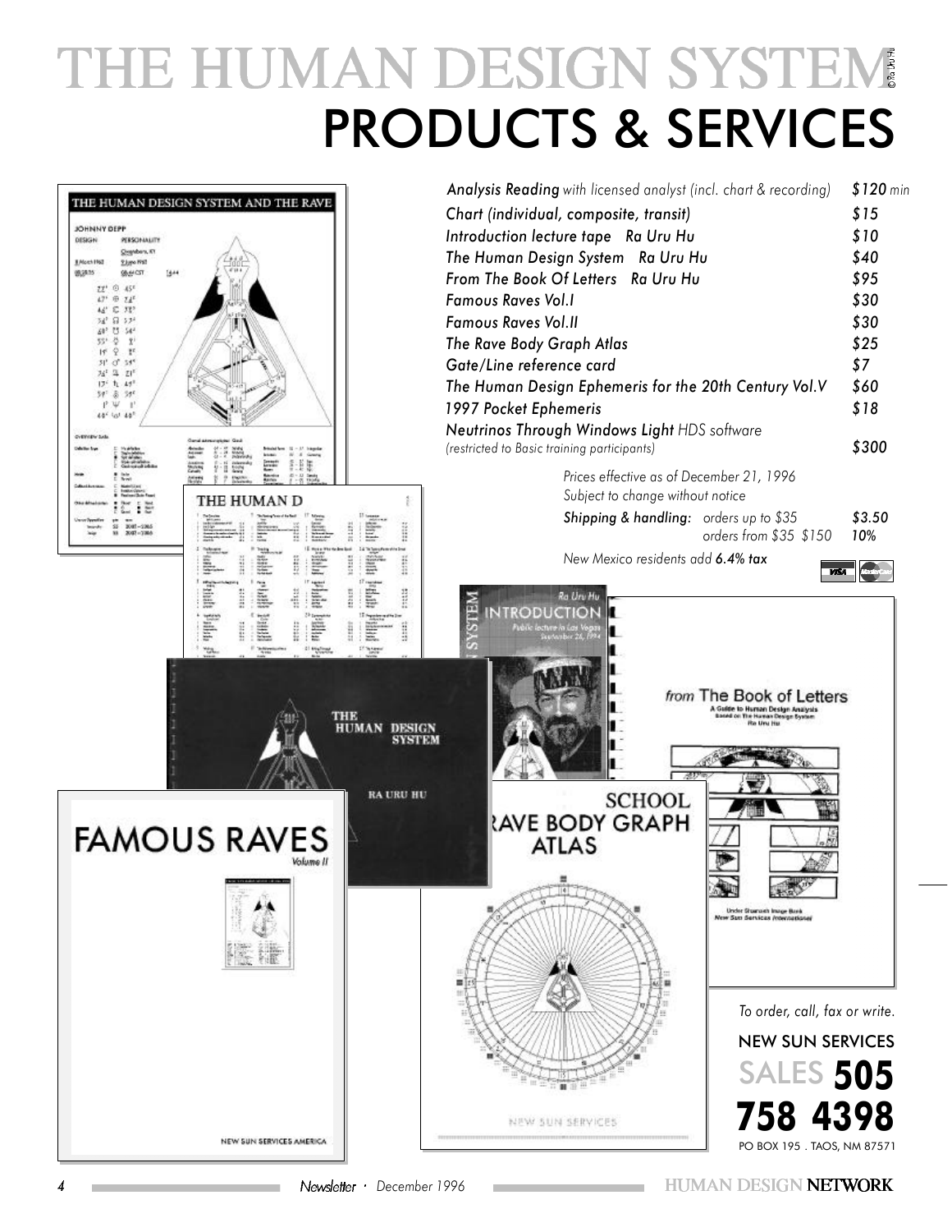# THE HUMAN DESIGN SYSTEM

# PRODUCTS & SERVICES

| | |
|---|---|
| *Analysis Reading with licensed analyst (incl. chart & recording)* | *$120 min* |
| *Chart (individual, composite, transit)* | *$15* |
| *Introduction lecture tape   Ra Uru Hu* | *$10* |
| *The Human Design System   Ra Uru Hu* | *$40* |
| *From The Book Of Letters   Ra Uru Hu* | *$95* |
| *Famous Raves Vol.I* | *$30* |
| *Famous Raves Vol.II* | *$30* |
| *The Rave Body Graph Atlas* | *$25* |
| *Gate/Line reference card* | *$7* |
| *The Human Design Ephemeris for the 20th Century Vol.V* | *$60* |
| *1997 Pocket Ephemeris* | *$18* |
| *Neutrinos Through Windows Light HDS software (restricted to Basic training participants)* | *$300* |

*Prices effective as of December 21, 1996*
*Subject to change without notice*

| | | |
|---|---|---|
| ***Shipping & handling:*** | *orders up to $35* | *$3.50* |
| | *orders from $35  $150* | *10%* |

*New Mexico residents add **6.4% tax***

*To order, call, fax or write.*

NEW SUN SERVICES

SALES **505 758 4398**

PO BOX 195 . TAOS, NM 87571